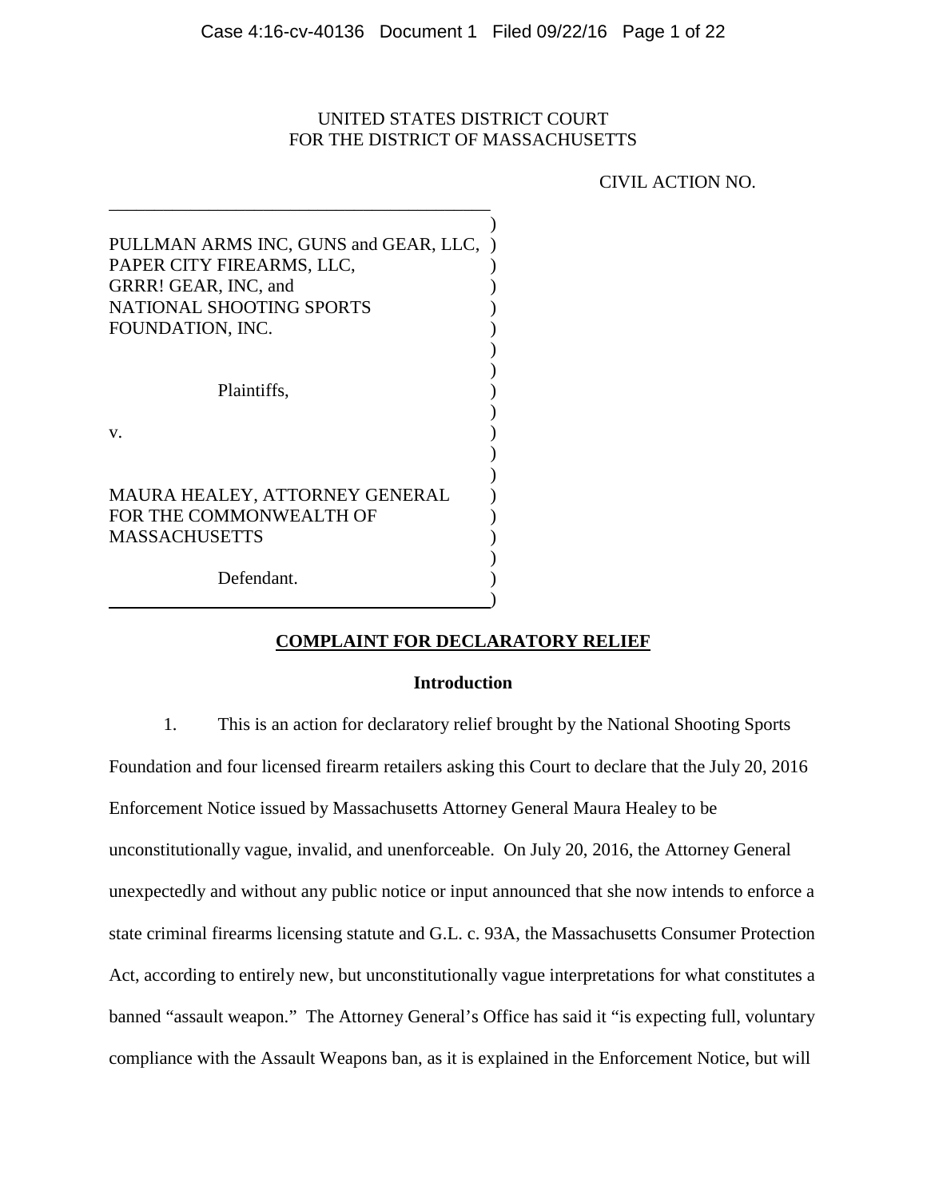UNITED STATES DISTRICT COURT
FOR THE DISTRICT OF MASSACHUSETTS

CIVIL ACTION NO.

PULLMAN ARMS INC, GUNS and GEAR, LLC,
PAPER CITY FIREARMS, LLC,
GRRR! GEAR, INC, and
NATIONAL SHOOTING SPORTS
FOUNDATION, INC.

Plaintiffs,

v.

MAURA HEALEY, ATTORNEY GENERAL
FOR THE COMMONWEALTH OF
MASSACHUSETTS

Defendant.

## COMPLAINT FOR DECLARATORY RELIEF

### Introduction

1. This is an action for declaratory relief brought by the National Shooting Sports Foundation and four licensed firearm retailers asking this Court to declare that the July 20, 2016 Enforcement Notice issued by Massachusetts Attorney General Maura Healey to be unconstitutionally vague, invalid, and unenforceable. On July 20, 2016, the Attorney General unexpectedly and without any public notice or input announced that she now intends to enforce a state criminal firearms licensing statute and G.L. c. 93A, the Massachusetts Consumer Protection Act, according to entirely new, but unconstitutionally vague interpretations for what constitutes a banned "assault weapon." The Attorney General's Office has said it "is expecting full, voluntary compliance with the Assault Weapons ban, as it is explained in the Enforcement Notice, but will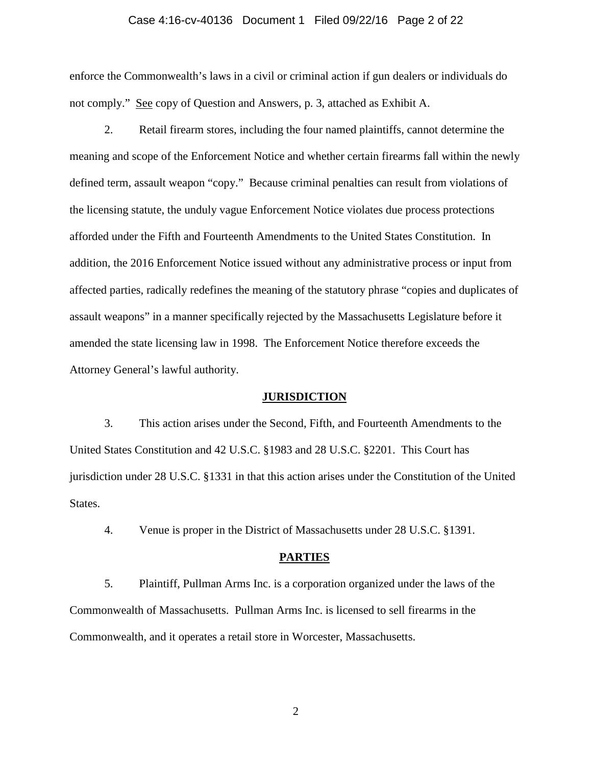enforce the Commonwealth's laws in a civil or criminal action if gun dealers or individuals do not comply." See copy of Question and Answers, p. 3, attached as Exhibit A.

2. Retail firearm stores, including the four named plaintiffs, cannot determine the meaning and scope of the Enforcement Notice and whether certain firearms fall within the newly defined term, assault weapon "copy." Because criminal penalties can result from violations of the licensing statute, the unduly vague Enforcement Notice violates due process protections afforded under the Fifth and Fourteenth Amendments to the United States Constitution. In addition, the 2016 Enforcement Notice issued without any administrative process or input from affected parties, radically redefines the meaning of the statutory phrase "copies and duplicates of assault weapons" in a manner specifically rejected by the Massachusetts Legislature before it amended the state licensing law in 1998. The Enforcement Notice therefore exceeds the Attorney General's lawful authority.

## JURISDICTION

3. This action arises under the Second, Fifth, and Fourteenth Amendments to the United States Constitution and 42 U.S.C. §1983 and 28 U.S.C. §2201. This Court has jurisdiction under 28 U.S.C. §1331 in that this action arises under the Constitution of the United States.

4. Venue is proper in the District of Massachusetts under 28 U.S.C. §1391.

## PARTIES

5. Plaintiff, Pullman Arms Inc. is a corporation organized under the laws of the Commonwealth of Massachusetts. Pullman Arms Inc. is licensed to sell firearms in the Commonwealth, and it operates a retail store in Worcester, Massachusetts.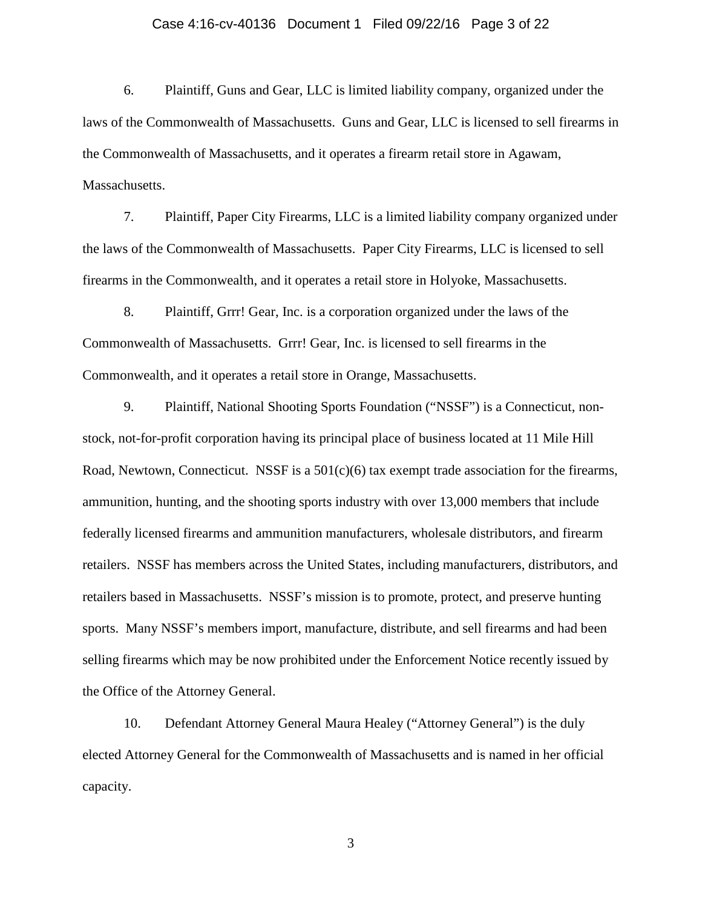6. Plaintiff, Guns and Gear, LLC is limited liability company, organized under the laws of the Commonwealth of Massachusetts. Guns and Gear, LLC is licensed to sell firearms in the Commonwealth of Massachusetts, and it operates a firearm retail store in Agawam, Massachusetts.

7. Plaintiff, Paper City Firearms, LLC is a limited liability company organized under the laws of the Commonwealth of Massachusetts. Paper City Firearms, LLC is licensed to sell firearms in the Commonwealth, and it operates a retail store in Holyoke, Massachusetts.

8. Plaintiff, Grrr! Gear, Inc. is a corporation organized under the laws of the Commonwealth of Massachusetts. Grrr! Gear, Inc. is licensed to sell firearms in the Commonwealth, and it operates a retail store in Orange, Massachusetts.

9. Plaintiff, National Shooting Sports Foundation ("NSSF") is a Connecticut, non-stock, not-for-profit corporation having its principal place of business located at 11 Mile Hill Road, Newtown, Connecticut. NSSF is a 501(c)(6) tax exempt trade association for the firearms, ammunition, hunting, and the shooting sports industry with over 13,000 members that include federally licensed firearms and ammunition manufacturers, wholesale distributors, and firearm retailers. NSSF has members across the United States, including manufacturers, distributors, and retailers based in Massachusetts. NSSF's mission is to promote, protect, and preserve hunting sports. Many NSSF's members import, manufacture, distribute, and sell firearms and had been selling firearms which may be now prohibited under the Enforcement Notice recently issued by the Office of the Attorney General.

10. Defendant Attorney General Maura Healey ("Attorney General") is the duly elected Attorney General for the Commonwealth of Massachusetts and is named in her official capacity.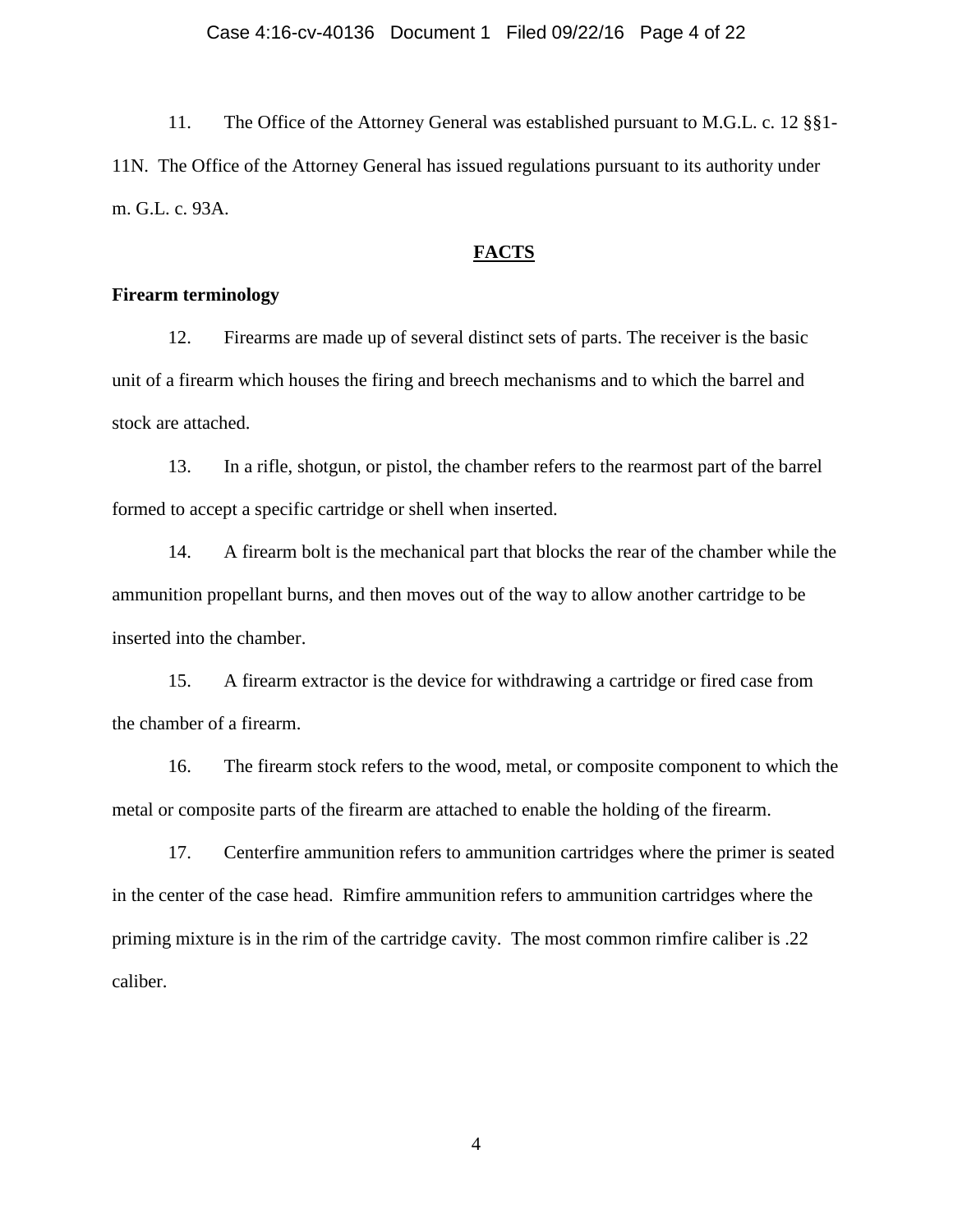11. The Office of the Attorney General was established pursuant to M.G.L. c. 12 §§1-11N. The Office of the Attorney General has issued regulations pursuant to its authority under m. G.L. c. 93A.

## FACTS

**Firearm terminology**

12. Firearms are made up of several distinct sets of parts. The receiver is the basic unit of a firearm which houses the firing and breech mechanisms and to which the barrel and stock are attached.

13. In a rifle, shotgun, or pistol, the chamber refers to the rearmost part of the barrel formed to accept a specific cartridge or shell when inserted.

14. A firearm bolt is the mechanical part that blocks the rear of the chamber while the ammunition propellant burns, and then moves out of the way to allow another cartridge to be inserted into the chamber.

15. A firearm extractor is the device for withdrawing a cartridge or fired case from the chamber of a firearm.

16. The firearm stock refers to the wood, metal, or composite component to which the metal or composite parts of the firearm are attached to enable the holding of the firearm.

17. Centerfire ammunition refers to ammunition cartridges where the primer is seated in the center of the case head. Rimfire ammunition refers to ammunition cartridges where the priming mixture is in the rim of the cartridge cavity. The most common rimfire caliber is .22 caliber.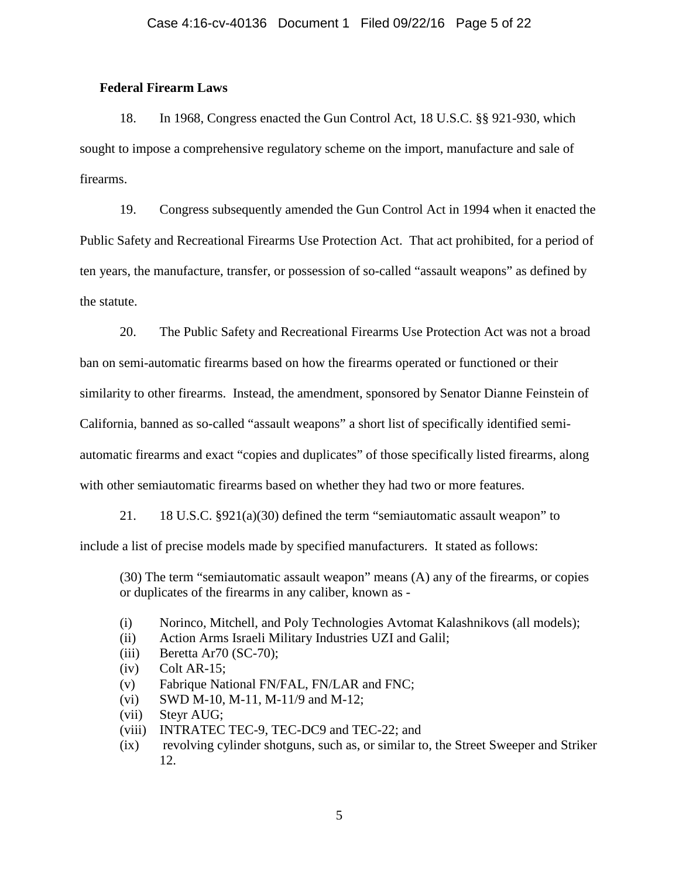**Federal Firearm Laws**

18. In 1968, Congress enacted the Gun Control Act, 18 U.S.C. §§ 921-930, which sought to impose a comprehensive regulatory scheme on the import, manufacture and sale of firearms.

19. Congress subsequently amended the Gun Control Act in 1994 when it enacted the Public Safety and Recreational Firearms Use Protection Act. That act prohibited, for a period of ten years, the manufacture, transfer, or possession of so-called "assault weapons" as defined by the statute.

20. The Public Safety and Recreational Firearms Use Protection Act was not a broad ban on semi-automatic firearms based on how the firearms operated or functioned or their similarity to other firearms. Instead, the amendment, sponsored by Senator Dianne Feinstein of California, banned as so-called "assault weapons" a short list of specifically identified semi-automatic firearms and exact "copies and duplicates" of those specifically listed firearms, along with other semiautomatic firearms based on whether they had two or more features.

21. 18 U.S.C. §921(a)(30) defined the term "semiautomatic assault weapon" to include a list of precise models made by specified manufacturers. It stated as follows:

> (30) The term "semiautomatic assault weapon" means (A) any of the firearms, or copies or duplicates of the firearms in any caliber, known as -
>
> (i) Norinco, Mitchell, and Poly Technologies Avtomat Kalashnikovs (all models);
> (ii) Action Arms Israeli Military Industries UZI and Galil;
> (iii) Beretta Ar70 (SC-70);
> (iv) Colt AR-15;
> (v) Fabrique National FN/FAL, FN/LAR and FNC;
> (vi) SWD M-10, M-11, M-11/9 and M-12;
> (vii) Steyr AUG;
> (viii) INTRATEC TEC-9, TEC-DC9 and TEC-22; and
> (ix) revolving cylinder shotguns, such as, or similar to, the Street Sweeper and Striker 12.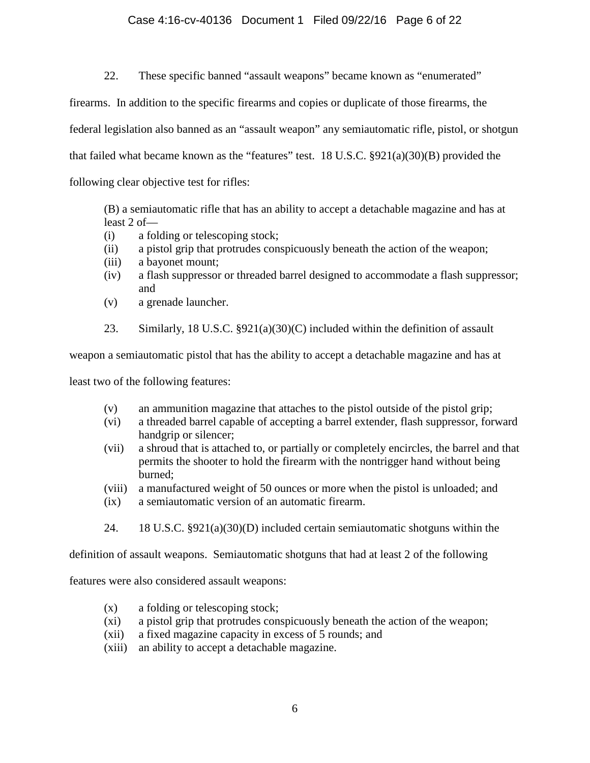22. These specific banned "assault weapons" became known as "enumerated" firearms. In addition to the specific firearms and copies or duplicate of those firearms, the federal legislation also banned as an "assault weapon" any semiautomatic rifle, pistol, or shotgun that failed what became known as the "features" test. 18 U.S.C. §921(a)(30)(B) provided the following clear objective test for rifles:

> (B) a semiautomatic rifle that has an ability to accept a detachable magazine and has at least 2 of—
>
> (i) a folding or telescoping stock;
> (ii) a pistol grip that protrudes conspicuously beneath the action of the weapon;
> (iii) a bayonet mount;
> (iv) a flash suppressor or threaded barrel designed to accommodate a flash suppressor; and
> (v) a grenade launcher.

23. Similarly, 18 U.S.C. §921(a)(30)(C) included within the definition of assault weapon a semiautomatic pistol that has the ability to accept a detachable magazine and has at least two of the following features:

> (v) an ammunition magazine that attaches to the pistol outside of the pistol grip;
> (vi) a threaded barrel capable of accepting a barrel extender, flash suppressor, forward handgrip or silencer;
> (vii) a shroud that is attached to, or partially or completely encircles, the barrel and that permits the shooter to hold the firearm with the nontrigger hand without being burned;
> (viii) a manufactured weight of 50 ounces or more when the pistol is unloaded; and
> (ix) a semiautomatic version of an automatic firearm.

24. 18 U.S.C. §921(a)(30)(D) included certain semiautomatic shotguns within the definition of assault weapons. Semiautomatic shotguns that had at least 2 of the following features were also considered assault weapons:

> (x) a folding or telescoping stock;
> (xi) a pistol grip that protrudes conspicuously beneath the action of the weapon;
> (xii) a fixed magazine capacity in excess of 5 rounds; and
> (xiii) an ability to accept a detachable magazine.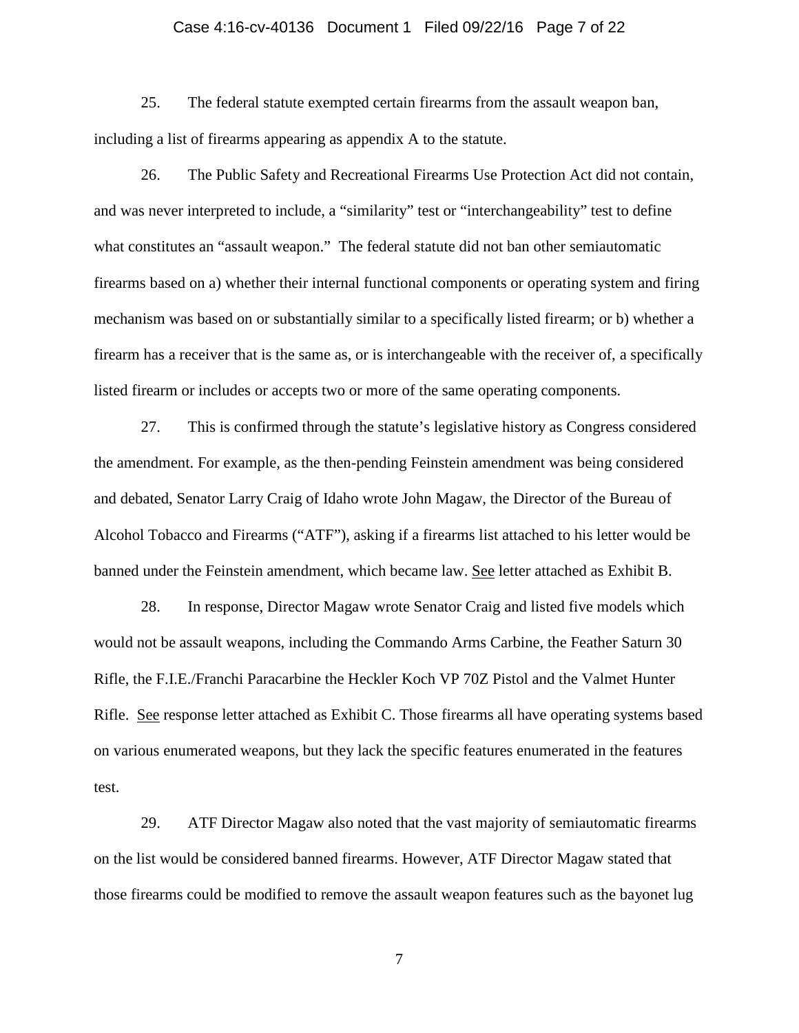25. The federal statute exempted certain firearms from the assault weapon ban, including a list of firearms appearing as appendix A to the statute.

26. The Public Safety and Recreational Firearms Use Protection Act did not contain, and was never interpreted to include, a "similarity" test or "interchangeability" test to define what constitutes an "assault weapon." The federal statute did not ban other semiautomatic firearms based on a) whether their internal functional components or operating system and firing mechanism was based on or substantially similar to a specifically listed firearm; or b) whether a firearm has a receiver that is the same as, or is interchangeable with the receiver of, a specifically listed firearm or includes or accepts two or more of the same operating components.

27. This is confirmed through the statute's legislative history as Congress considered the amendment. For example, as the then-pending Feinstein amendment was being considered and debated, Senator Larry Craig of Idaho wrote John Magaw, the Director of the Bureau of Alcohol Tobacco and Firearms ("ATF"), asking if a firearms list attached to his letter would be banned under the Feinstein amendment, which became law. See letter attached as Exhibit B.

28. In response, Director Magaw wrote Senator Craig and listed five models which would not be assault weapons, including the Commando Arms Carbine, the Feather Saturn 30 Rifle, the F.I.E./Franchi Paracarbine the Heckler Koch VP 70Z Pistol and the Valmet Hunter Rifle. See response letter attached as Exhibit C. Those firearms all have operating systems based on various enumerated weapons, but they lack the specific features enumerated in the features test.

29. ATF Director Magaw also noted that the vast majority of semiautomatic firearms on the list would be considered banned firearms. However, ATF Director Magaw stated that those firearms could be modified to remove the assault weapon features such as the bayonet lug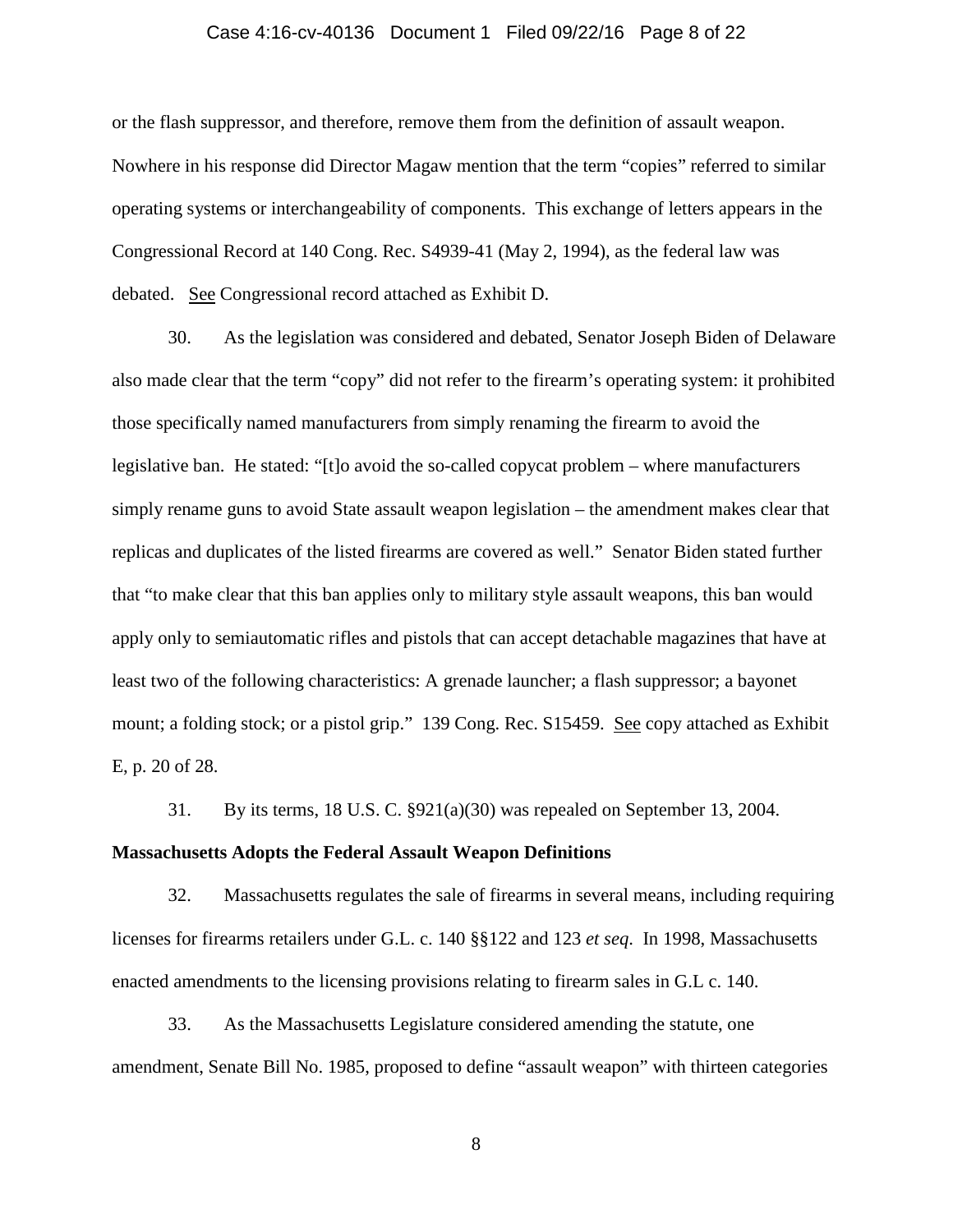or the flash suppressor, and therefore, remove them from the definition of assault weapon. Nowhere in his response did Director Magaw mention that the term "copies" referred to similar operating systems or interchangeability of components. This exchange of letters appears in the Congressional Record at 140 Cong. Rec. S4939-41 (May 2, 1994), as the federal law was debated. See Congressional record attached as Exhibit D.

30. As the legislation was considered and debated, Senator Joseph Biden of Delaware also made clear that the term "copy" did not refer to the firearm's operating system: it prohibited those specifically named manufacturers from simply renaming the firearm to avoid the legislative ban. He stated: "[t]o avoid the so-called copycat problem – where manufacturers simply rename guns to avoid State assault weapon legislation – the amendment makes clear that replicas and duplicates of the listed firearms are covered as well." Senator Biden stated further that "to make clear that this ban applies only to military style assault weapons, this ban would apply only to semiautomatic rifles and pistols that can accept detachable magazines that have at least two of the following characteristics: A grenade launcher; a flash suppressor; a bayonet mount; a folding stock; or a pistol grip." 139 Cong. Rec. S15459. See copy attached as Exhibit E, p. 20 of 28.

31. By its terms, 18 U.S. C. §921(a)(30) was repealed on September 13, 2004.

**Massachusetts Adopts the Federal Assault Weapon Definitions**

32. Massachusetts regulates the sale of firearms in several means, including requiring licenses for firearms retailers under G.L. c. 140 §§122 and 123 *et seq*. In 1998, Massachusetts enacted amendments to the licensing provisions relating to firearm sales in G.L c. 140.

33. As the Massachusetts Legislature considered amending the statute, one amendment, Senate Bill No. 1985, proposed to define "assault weapon" with thirteen categories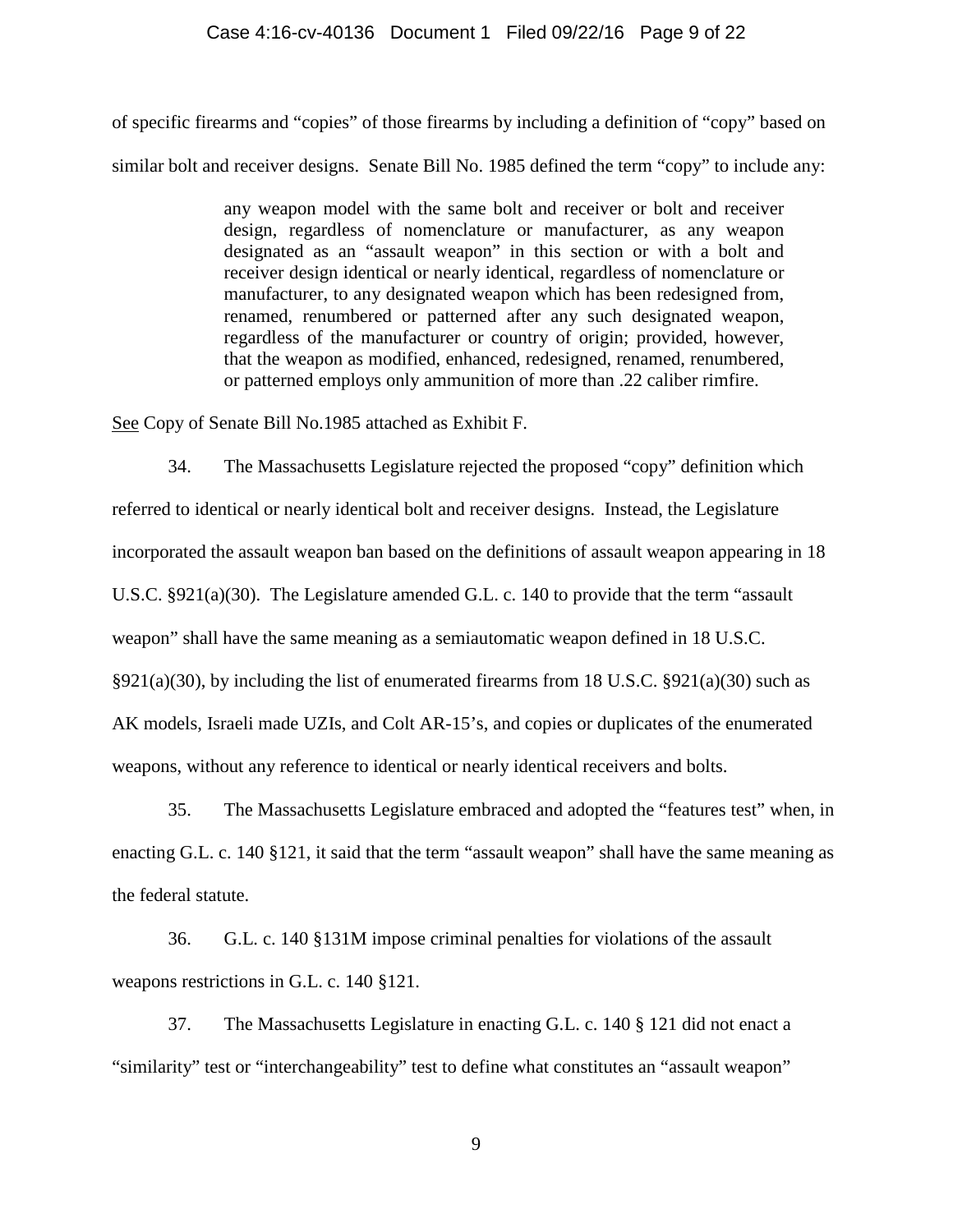of specific firearms and "copies" of those firearms by including a definition of "copy" based on similar bolt and receiver designs. Senate Bill No. 1985 defined the term "copy" to include any:

> any weapon model with the same bolt and receiver or bolt and receiver design, regardless of nomenclature or manufacturer, as any weapon designated as an "assault weapon" in this section or with a bolt and receiver design identical or nearly identical, regardless of nomenclature or manufacturer, to any designated weapon which has been redesigned from, renamed, renumbered or patterned after any such designated weapon, regardless of the manufacturer or country of origin; provided, however, that the weapon as modified, enhanced, redesigned, renamed, renumbered, or patterned employs only ammunition of more than .22 caliber rimfire.

See Copy of Senate Bill No.1985 attached as Exhibit F.

34. The Massachusetts Legislature rejected the proposed "copy" definition which referred to identical or nearly identical bolt and receiver designs. Instead, the Legislature incorporated the assault weapon ban based on the definitions of assault weapon appearing in 18 U.S.C. §921(a)(30). The Legislature amended G.L. c. 140 to provide that the term "assault weapon" shall have the same meaning as a semiautomatic weapon defined in 18 U.S.C. §921(a)(30), by including the list of enumerated firearms from 18 U.S.C. §921(a)(30) such as AK models, Israeli made UZIs, and Colt AR-15's, and copies or duplicates of the enumerated weapons, without any reference to identical or nearly identical receivers and bolts.

35. The Massachusetts Legislature embraced and adopted the "features test" when, in enacting G.L. c. 140 §121, it said that the term "assault weapon" shall have the same meaning as the federal statute.

36. G.L. c. 140 §131M impose criminal penalties for violations of the assault weapons restrictions in G.L. c. 140 §121.

37. The Massachusetts Legislature in enacting G.L. c. 140 § 121 did not enact a "similarity" test or "interchangeability" test to define what constitutes an "assault weapon"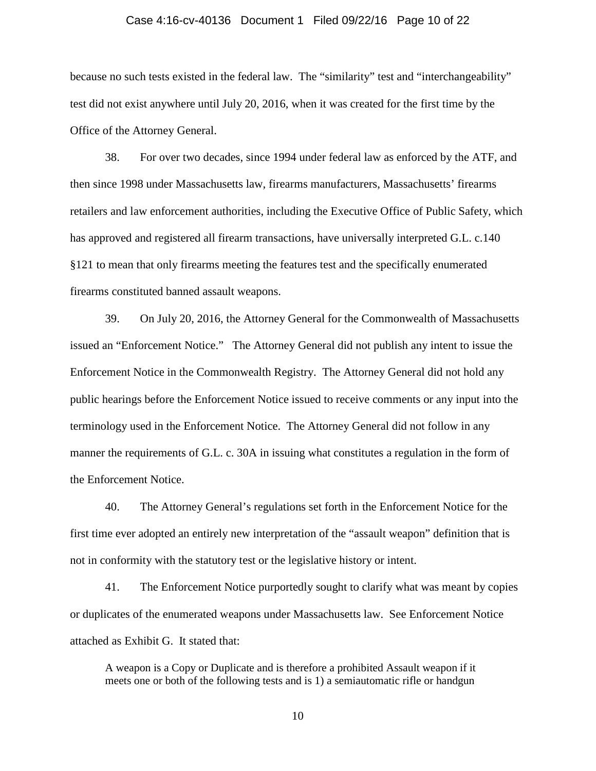because no such tests existed in the federal law. The "similarity" test and "interchangeability" test did not exist anywhere until July 20, 2016, when it was created for the first time by the Office of the Attorney General.

38. For over two decades, since 1994 under federal law as enforced by the ATF, and then since 1998 under Massachusetts law, firearms manufacturers, Massachusetts' firearms retailers and law enforcement authorities, including the Executive Office of Public Safety, which has approved and registered all firearm transactions, have universally interpreted G.L. c.140 §121 to mean that only firearms meeting the features test and the specifically enumerated firearms constituted banned assault weapons.

39. On July 20, 2016, the Attorney General for the Commonwealth of Massachusetts issued an "Enforcement Notice." The Attorney General did not publish any intent to issue the Enforcement Notice in the Commonwealth Registry. The Attorney General did not hold any public hearings before the Enforcement Notice issued to receive comments or any input into the terminology used in the Enforcement Notice. The Attorney General did not follow in any manner the requirements of G.L. c. 30A in issuing what constitutes a regulation in the form of the Enforcement Notice.

40. The Attorney General's regulations set forth in the Enforcement Notice for the first time ever adopted an entirely new interpretation of the "assault weapon" definition that is not in conformity with the statutory test or the legislative history or intent.

41. The Enforcement Notice purportedly sought to clarify what was meant by copies or duplicates of the enumerated weapons under Massachusetts law. See Enforcement Notice attached as Exhibit G. It stated that:

> A weapon is a Copy or Duplicate and is therefore a prohibited Assault weapon if it meets one or both of the following tests and is 1) a semiautomatic rifle or handgun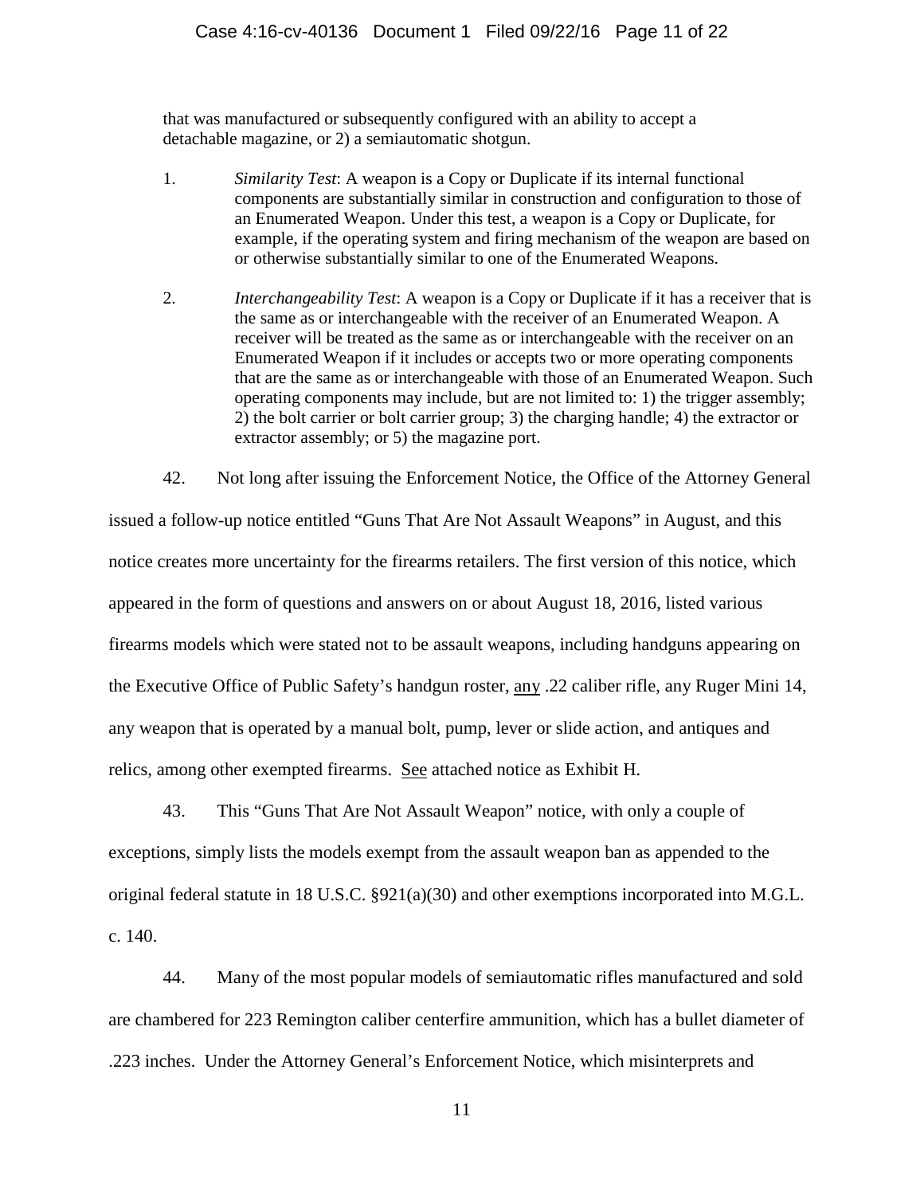that was manufactured or subsequently configured with an ability to accept a detachable magazine, or 2) a semiautomatic shotgun.

1. *Similarity Test*: A weapon is a Copy or Duplicate if its internal functional components are substantially similar in construction and configuration to those of an Enumerated Weapon. Under this test, a weapon is a Copy or Duplicate, for example, if the operating system and firing mechanism of the weapon are based on or otherwise substantially similar to one of the Enumerated Weapons.

2. *Interchangeability Test*: A weapon is a Copy or Duplicate if it has a receiver that is the same as or interchangeable with the receiver of an Enumerated Weapon. A receiver will be treated as the same as or interchangeable with the receiver on an Enumerated Weapon if it includes or accepts two or more operating components that are the same as or interchangeable with those of an Enumerated Weapon. Such operating components may include, but are not limited to: 1) the trigger assembly; 2) the bolt carrier or bolt carrier group; 3) the charging handle; 4) the extractor or extractor assembly; or 5) the magazine port.

42. Not long after issuing the Enforcement Notice, the Office of the Attorney General issued a follow-up notice entitled "Guns That Are Not Assault Weapons" in August, and this notice creates more uncertainty for the firearms retailers. The first version of this notice, which appeared in the form of questions and answers on or about August 18, 2016, listed various firearms models which were stated not to be assault weapons, including handguns appearing on the Executive Office of Public Safety's handgun roster, <u>any</u> .22 caliber rifle, any Ruger Mini 14, any weapon that is operated by a manual bolt, pump, lever or slide action, and antiques and relics, among other exempted firearms. <u>See</u> attached notice as Exhibit H.

43. This "Guns That Are Not Assault Weapon" notice, with only a couple of exceptions, simply lists the models exempt from the assault weapon ban as appended to the original federal statute in 18 U.S.C. §921(a)(30) and other exemptions incorporated into M.G.L. c. 140.

44. Many of the most popular models of semiautomatic rifles manufactured and sold are chambered for 223 Remington caliber centerfire ammunition, which has a bullet diameter of .223 inches. Under the Attorney General's Enforcement Notice, which misinterprets and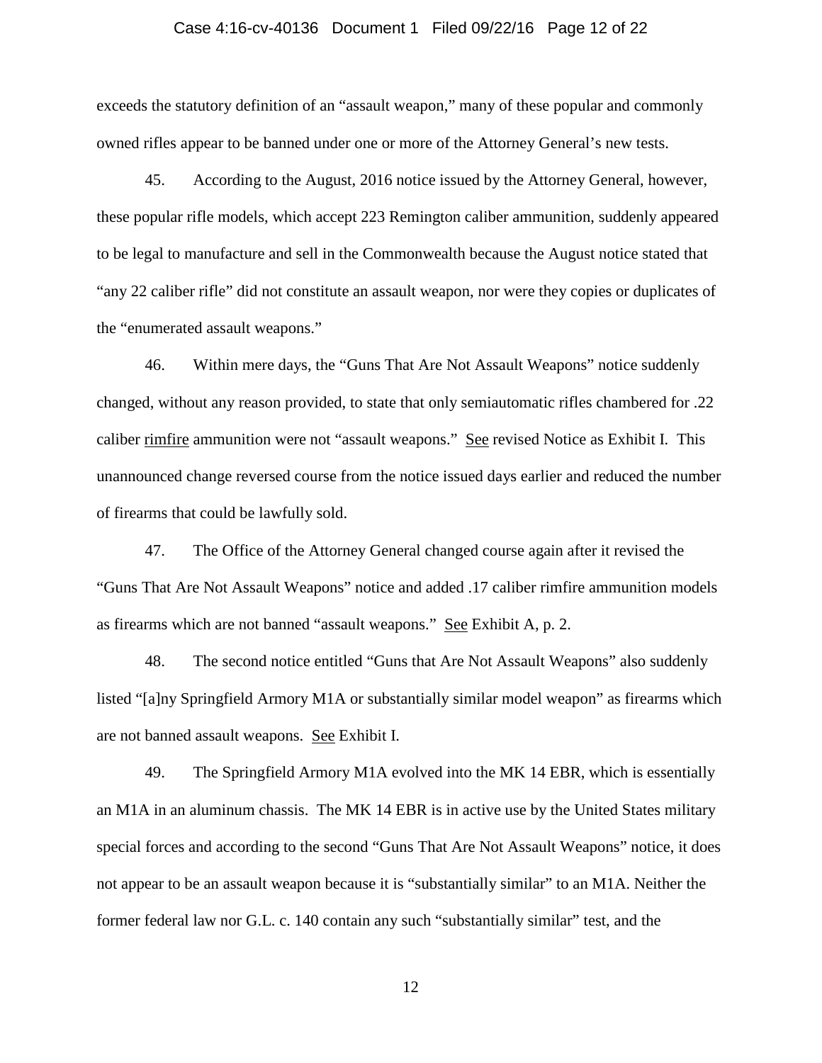exceeds the statutory definition of an "assault weapon," many of these popular and commonly owned rifles appear to be banned under one or more of the Attorney General's new tests.

45. According to the August, 2016 notice issued by the Attorney General, however, these popular rifle models, which accept 223 Remington caliber ammunition, suddenly appeared to be legal to manufacture and sell in the Commonwealth because the August notice stated that "any 22 caliber rifle" did not constitute an assault weapon, nor were they copies or duplicates of the "enumerated assault weapons."

46. Within mere days, the "Guns That Are Not Assault Weapons" notice suddenly changed, without any reason provided, to state that only semiautomatic rifles chambered for .22 caliber <u>rimfire</u> ammunition were not "assault weapons." <u>See</u> revised Notice as Exhibit I. This unannounced change reversed course from the notice issued days earlier and reduced the number of firearms that could be lawfully sold.

47. The Office of the Attorney General changed course again after it revised the "Guns That Are Not Assault Weapons" notice and added .17 caliber rimfire ammunition models as firearms which are not banned "assault weapons." <u>See</u> Exhibit A, p. 2.

48. The second notice entitled "Guns that Are Not Assault Weapons" also suddenly listed "[a]ny Springfield Armory M1A or substantially similar model weapon" as firearms which are not banned assault weapons. <u>See</u> Exhibit I.

49. The Springfield Armory M1A evolved into the MK 14 EBR, which is essentially an M1A in an aluminum chassis. The MK 14 EBR is in active use by the United States military special forces and according to the second "Guns That Are Not Assault Weapons" notice, it does not appear to be an assault weapon because it is "substantially similar" to an M1A. Neither the former federal law nor G.L. c. 140 contain any such "substantially similar" test, and the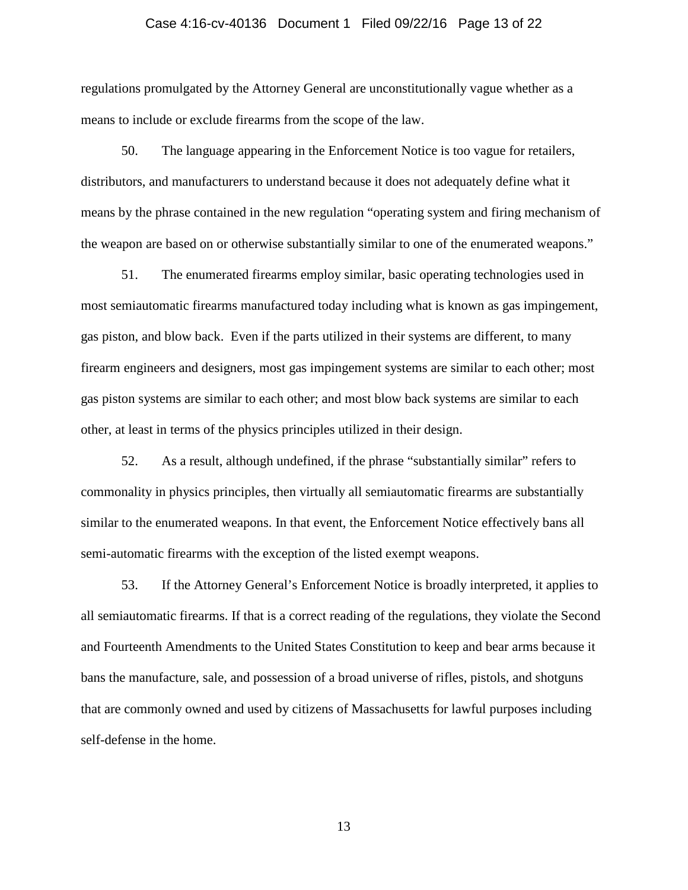regulations promulgated by the Attorney General are unconstitutionally vague whether as a means to include or exclude firearms from the scope of the law.

50. The language appearing in the Enforcement Notice is too vague for retailers, distributors, and manufacturers to understand because it does not adequately define what it means by the phrase contained in the new regulation "operating system and firing mechanism of the weapon are based on or otherwise substantially similar to one of the enumerated weapons."

51. The enumerated firearms employ similar, basic operating technologies used in most semiautomatic firearms manufactured today including what is known as gas impingement, gas piston, and blow back. Even if the parts utilized in their systems are different, to many firearm engineers and designers, most gas impingement systems are similar to each other; most gas piston systems are similar to each other; and most blow back systems are similar to each other, at least in terms of the physics principles utilized in their design.

52. As a result, although undefined, if the phrase "substantially similar" refers to commonality in physics principles, then virtually all semiautomatic firearms are substantially similar to the enumerated weapons. In that event, the Enforcement Notice effectively bans all semi-automatic firearms with the exception of the listed exempt weapons.

53. If the Attorney General's Enforcement Notice is broadly interpreted, it applies to all semiautomatic firearms. If that is a correct reading of the regulations, they violate the Second and Fourteenth Amendments to the United States Constitution to keep and bear arms because it bans the manufacture, sale, and possession of a broad universe of rifles, pistols, and shotguns that are commonly owned and used by citizens of Massachusetts for lawful purposes including self-defense in the home.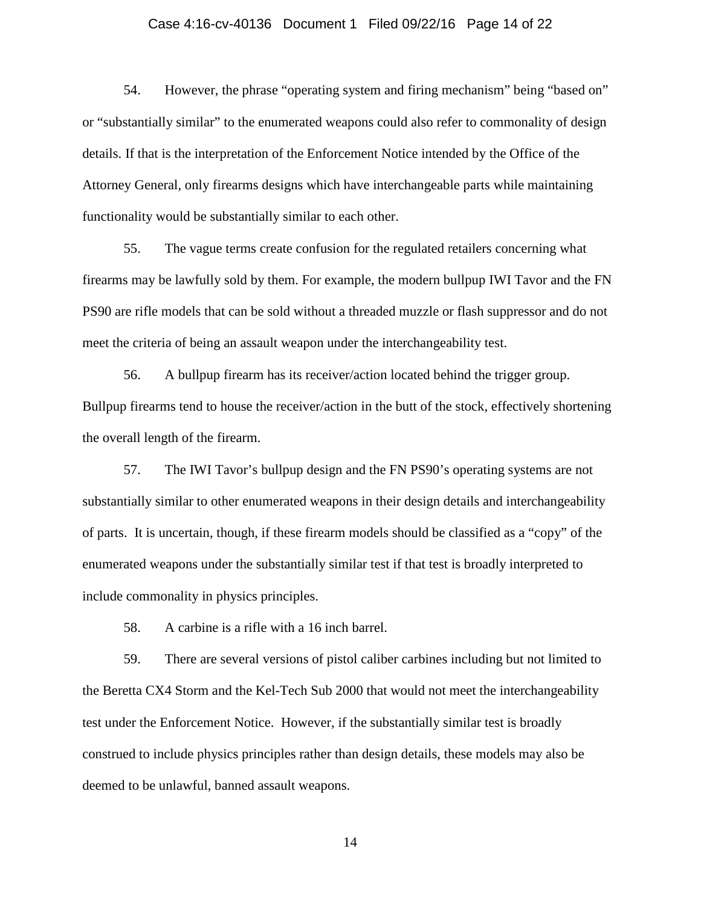54. However, the phrase "operating system and firing mechanism" being "based on" or "substantially similar" to the enumerated weapons could also refer to commonality of design details. If that is the interpretation of the Enforcement Notice intended by the Office of the Attorney General, only firearms designs which have interchangeable parts while maintaining functionality would be substantially similar to each other.

55. The vague terms create confusion for the regulated retailers concerning what firearms may be lawfully sold by them. For example, the modern bullpup IWI Tavor and the FN PS90 are rifle models that can be sold without a threaded muzzle or flash suppressor and do not meet the criteria of being an assault weapon under the interchangeability test.

56. A bullpup firearm has its receiver/action located behind the trigger group. Bullpup firearms tend to house the receiver/action in the butt of the stock, effectively shortening the overall length of the firearm.

57. The IWI Tavor's bullpup design and the FN PS90's operating systems are not substantially similar to other enumerated weapons in their design details and interchangeability of parts. It is uncertain, though, if these firearm models should be classified as a "copy" of the enumerated weapons under the substantially similar test if that test is broadly interpreted to include commonality in physics principles.

58. A carbine is a rifle with a 16 inch barrel.

59. There are several versions of pistol caliber carbines including but not limited to the Beretta CX4 Storm and the Kel-Tech Sub 2000 that would not meet the interchangeability test under the Enforcement Notice. However, if the substantially similar test is broadly construed to include physics principles rather than design details, these models may also be deemed to be unlawful, banned assault weapons.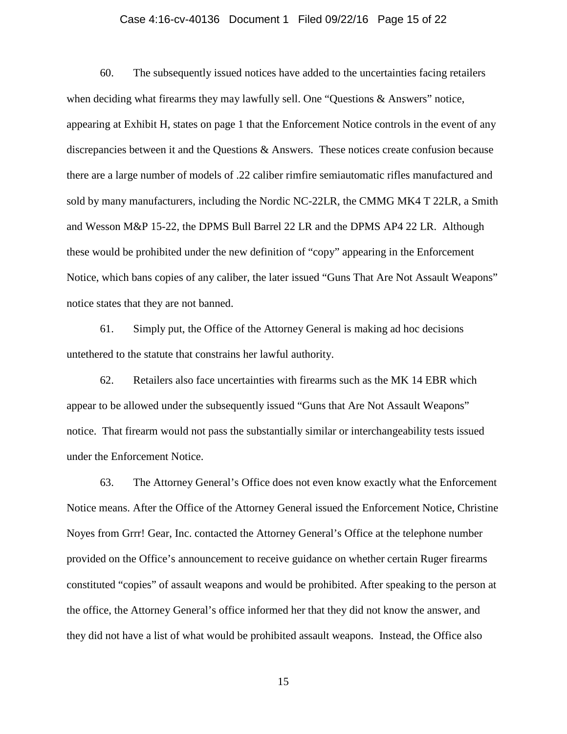60. The subsequently issued notices have added to the uncertainties facing retailers when deciding what firearms they may lawfully sell. One "Questions & Answers" notice, appearing at Exhibit H, states on page 1 that the Enforcement Notice controls in the event of any discrepancies between it and the Questions & Answers. These notices create confusion because there are a large number of models of .22 caliber rimfire semiautomatic rifles manufactured and sold by many manufacturers, including the Nordic NC-22LR, the CMMG MK4 T 22LR, a Smith and Wesson M&P 15-22, the DPMS Bull Barrel 22 LR and the DPMS AP4 22 LR. Although these would be prohibited under the new definition of "copy" appearing in the Enforcement Notice, which bans copies of any caliber, the later issued "Guns That Are Not Assault Weapons" notice states that they are not banned.

61. Simply put, the Office of the Attorney General is making ad hoc decisions untethered to the statute that constrains her lawful authority.

62. Retailers also face uncertainties with firearms such as the MK 14 EBR which appear to be allowed under the subsequently issued "Guns that Are Not Assault Weapons" notice. That firearm would not pass the substantially similar or interchangeability tests issued under the Enforcement Notice.

63. The Attorney General's Office does not even know exactly what the Enforcement Notice means. After the Office of the Attorney General issued the Enforcement Notice, Christine Noyes from Grrr! Gear, Inc. contacted the Attorney General's Office at the telephone number provided on the Office's announcement to receive guidance on whether certain Ruger firearms constituted "copies" of assault weapons and would be prohibited. After speaking to the person at the office, the Attorney General's office informed her that they did not know the answer, and they did not have a list of what would be prohibited assault weapons. Instead, the Office also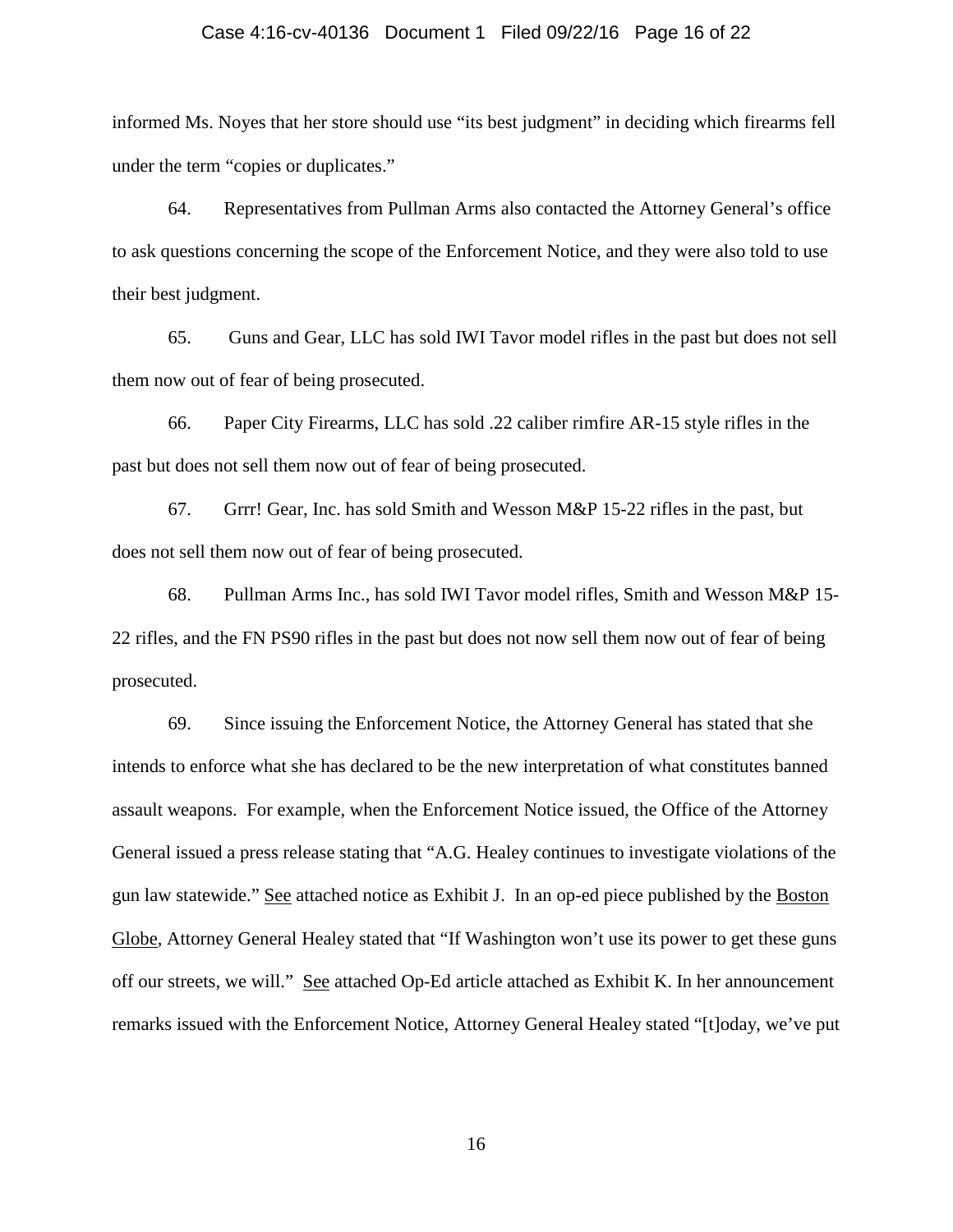informed Ms. Noyes that her store should use "its best judgment" in deciding which firearms fell under the term "copies or duplicates."

64. Representatives from Pullman Arms also contacted the Attorney General's office to ask questions concerning the scope of the Enforcement Notice, and they were also told to use their best judgment.

65. Guns and Gear, LLC has sold IWI Tavor model rifles in the past but does not sell them now out of fear of being prosecuted.

66. Paper City Firearms, LLC has sold .22 caliber rimfire AR-15 style rifles in the past but does not sell them now out of fear of being prosecuted.

67. Grrr! Gear, Inc. has sold Smith and Wesson M&P 15-22 rifles in the past, but does not sell them now out of fear of being prosecuted.

68. Pullman Arms Inc., has sold IWI Tavor model rifles, Smith and Wesson M&P 15-22 rifles, and the FN PS90 rifles in the past but does not now sell them now out of fear of being prosecuted.

69. Since issuing the Enforcement Notice, the Attorney General has stated that she intends to enforce what she has declared to be the new interpretation of what constitutes banned assault weapons. For example, when the Enforcement Notice issued, the Office of the Attorney General issued a press release stating that "A.G. Healey continues to investigate violations of the gun law statewide." See attached notice as Exhibit J. In an op-ed piece published by the Boston Globe, Attorney General Healey stated that "If Washington won't use its power to get these guns off our streets, we will." See attached Op-Ed article attached as Exhibit K. In her announcement remarks issued with the Enforcement Notice, Attorney General Healey stated "[t]oday, we've put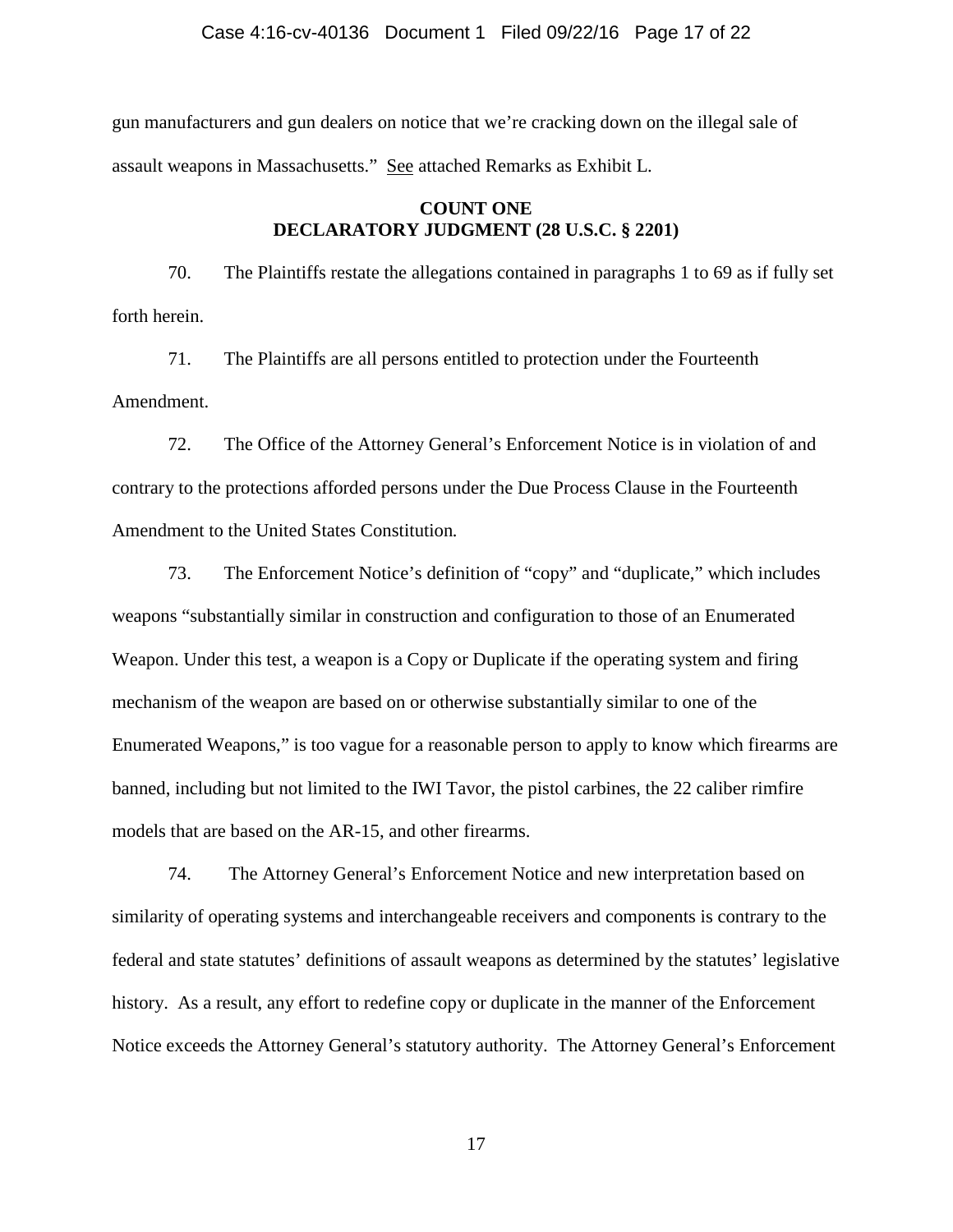gun manufacturers and gun dealers on notice that we're cracking down on the illegal sale of assault weapons in Massachusetts." See attached Remarks as Exhibit L.

**COUNT ONE**
**DECLARATORY JUDGMENT (28 U.S.C. § 2201)**

70. The Plaintiffs restate the allegations contained in paragraphs 1 to 69 as if fully set forth herein.

71. The Plaintiffs are all persons entitled to protection under the Fourteenth Amendment.

72. The Office of the Attorney General's Enforcement Notice is in violation of and contrary to the protections afforded persons under the Due Process Clause in the Fourteenth Amendment to the United States Constitution.

73. The Enforcement Notice's definition of "copy" and "duplicate," which includes weapons "substantially similar in construction and configuration to those of an Enumerated Weapon. Under this test, a weapon is a Copy or Duplicate if the operating system and firing mechanism of the weapon are based on or otherwise substantially similar to one of the Enumerated Weapons," is too vague for a reasonable person to apply to know which firearms are banned, including but not limited to the IWI Tavor, the pistol carbines, the 22 caliber rimfire models that are based on the AR-15, and other firearms.

74. The Attorney General's Enforcement Notice and new interpretation based on similarity of operating systems and interchangeable receivers and components is contrary to the federal and state statutes' definitions of assault weapons as determined by the statutes' legislative history. As a result, any effort to redefine copy or duplicate in the manner of the Enforcement Notice exceeds the Attorney General's statutory authority. The Attorney General's Enforcement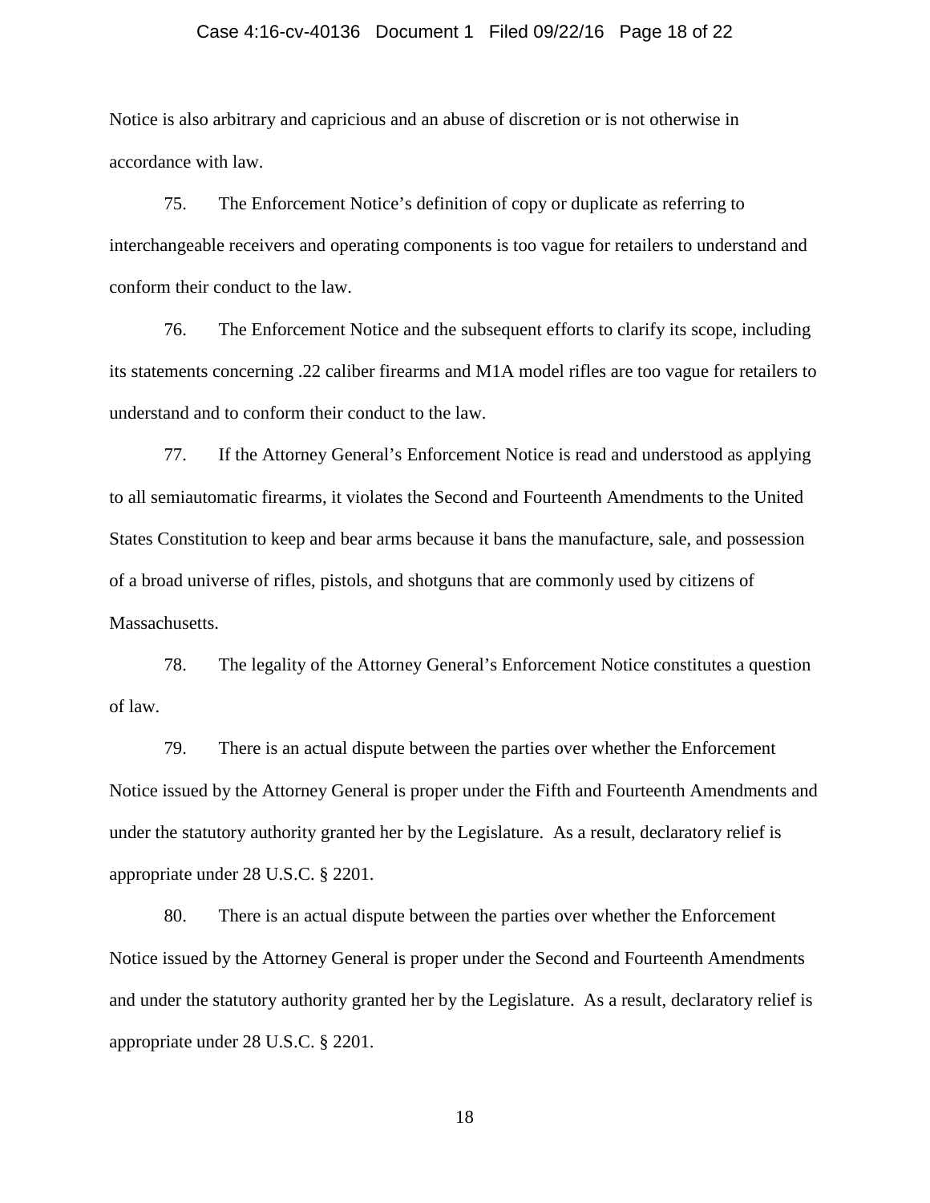Notice is also arbitrary and capricious and an abuse of discretion or is not otherwise in accordance with law.

75. The Enforcement Notice's definition of copy or duplicate as referring to interchangeable receivers and operating components is too vague for retailers to understand and conform their conduct to the law.

76. The Enforcement Notice and the subsequent efforts to clarify its scope, including its statements concerning .22 caliber firearms and M1A model rifles are too vague for retailers to understand and to conform their conduct to the law.

77. If the Attorney General's Enforcement Notice is read and understood as applying to all semiautomatic firearms, it violates the Second and Fourteenth Amendments to the United States Constitution to keep and bear arms because it bans the manufacture, sale, and possession of a broad universe of rifles, pistols, and shotguns that are commonly used by citizens of Massachusetts.

78. The legality of the Attorney General's Enforcement Notice constitutes a question of law.

79. There is an actual dispute between the parties over whether the Enforcement Notice issued by the Attorney General is proper under the Fifth and Fourteenth Amendments and under the statutory authority granted her by the Legislature. As a result, declaratory relief is appropriate under 28 U.S.C. § 2201.

80. There is an actual dispute between the parties over whether the Enforcement Notice issued by the Attorney General is proper under the Second and Fourteenth Amendments and under the statutory authority granted her by the Legislature. As a result, declaratory relief is appropriate under 28 U.S.C. § 2201.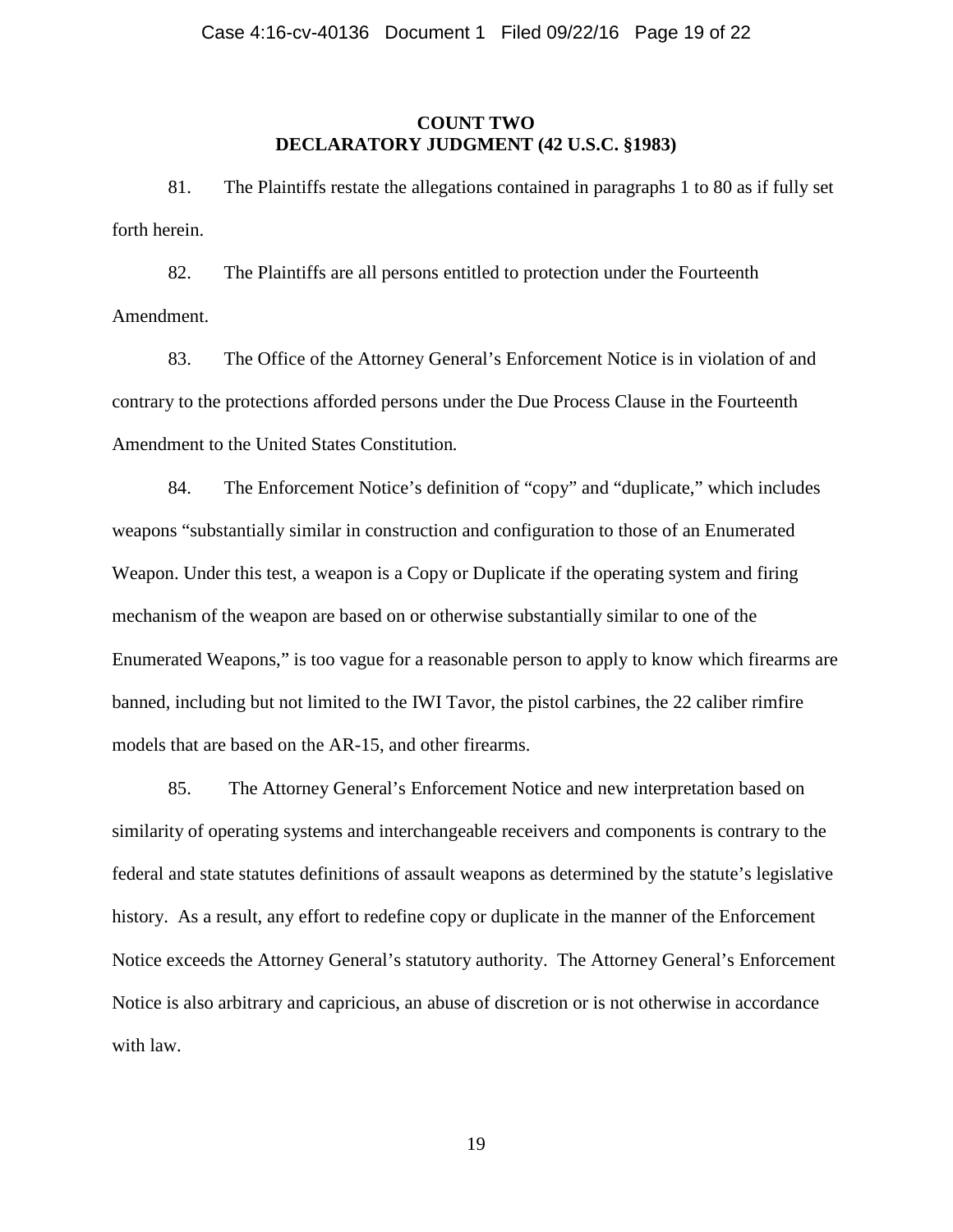## COUNT TWO
## DECLARATORY JUDGMENT (42 U.S.C. §1983)

81. The Plaintiffs restate the allegations contained in paragraphs 1 to 80 as if fully set forth herein.

82. The Plaintiffs are all persons entitled to protection under the Fourteenth Amendment.

83. The Office of the Attorney General's Enforcement Notice is in violation of and contrary to the protections afforded persons under the Due Process Clause in the Fourteenth Amendment to the United States Constitution.

84. The Enforcement Notice's definition of "copy" and "duplicate," which includes weapons "substantially similar in construction and configuration to those of an Enumerated Weapon. Under this test, a weapon is a Copy or Duplicate if the operating system and firing mechanism of the weapon are based on or otherwise substantially similar to one of the Enumerated Weapons," is too vague for a reasonable person to apply to know which firearms are banned, including but not limited to the IWI Tavor, the pistol carbines, the 22 caliber rimfire models that are based on the AR-15, and other firearms.

85. The Attorney General's Enforcement Notice and new interpretation based on similarity of operating systems and interchangeable receivers and components is contrary to the federal and state statutes definitions of assault weapons as determined by the statute's legislative history. As a result, any effort to redefine copy or duplicate in the manner of the Enforcement Notice exceeds the Attorney General's statutory authority. The Attorney General's Enforcement Notice is also arbitrary and capricious, an abuse of discretion or is not otherwise in accordance with law.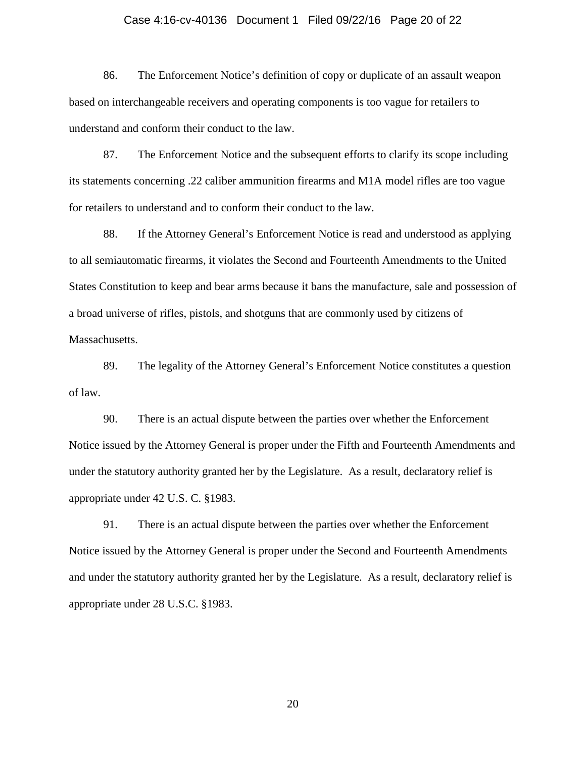86. The Enforcement Notice's definition of copy or duplicate of an assault weapon based on interchangeable receivers and operating components is too vague for retailers to understand and conform their conduct to the law.

87. The Enforcement Notice and the subsequent efforts to clarify its scope including its statements concerning .22 caliber ammunition firearms and M1A model rifles are too vague for retailers to understand and to conform their conduct to the law.

88. If the Attorney General's Enforcement Notice is read and understood as applying to all semiautomatic firearms, it violates the Second and Fourteenth Amendments to the United States Constitution to keep and bear arms because it bans the manufacture, sale and possession of a broad universe of rifles, pistols, and shotguns that are commonly used by citizens of Massachusetts.

89. The legality of the Attorney General's Enforcement Notice constitutes a question of law.

90. There is an actual dispute between the parties over whether the Enforcement Notice issued by the Attorney General is proper under the Fifth and Fourteenth Amendments and under the statutory authority granted her by the Legislature. As a result, declaratory relief is appropriate under 42 U.S. C. §1983.

91. There is an actual dispute between the parties over whether the Enforcement Notice issued by the Attorney General is proper under the Second and Fourteenth Amendments and under the statutory authority granted her by the Legislature. As a result, declaratory relief is appropriate under 28 U.S.C. §1983.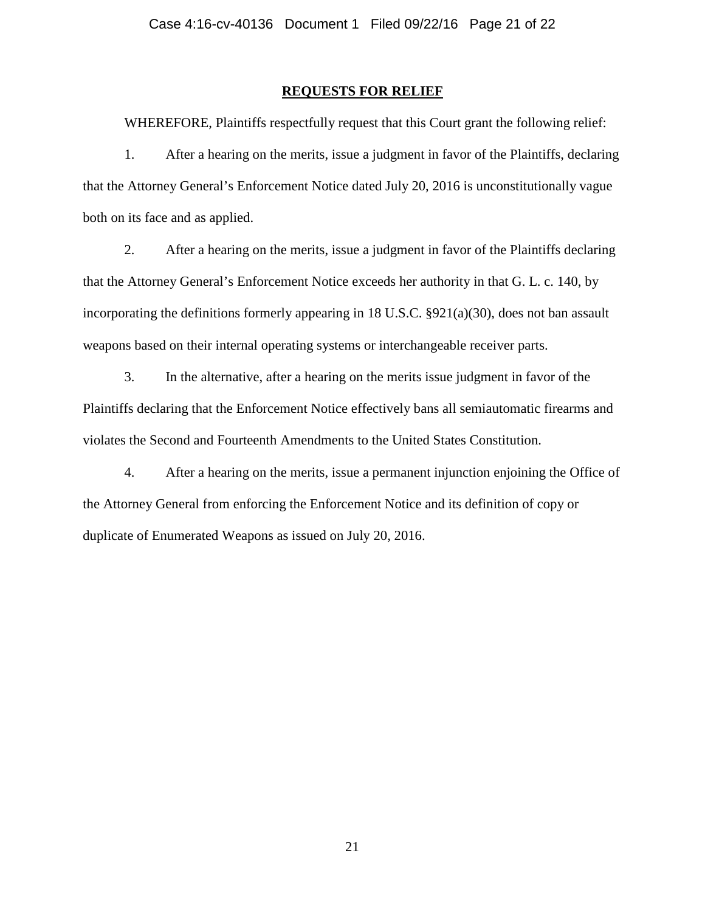## REQUESTS FOR RELIEF

WHEREFORE, Plaintiffs respectfully request that this Court grant the following relief:

1. After a hearing on the merits, issue a judgment in favor of the Plaintiffs, declaring that the Attorney General's Enforcement Notice dated July 20, 2016 is unconstitutionally vague both on its face and as applied.

2. After a hearing on the merits, issue a judgment in favor of the Plaintiffs declaring that the Attorney General's Enforcement Notice exceeds her authority in that G. L. c. 140, by incorporating the definitions formerly appearing in 18 U.S.C. §921(a)(30), does not ban assault weapons based on their internal operating systems or interchangeable receiver parts.

3. In the alternative, after a hearing on the merits issue judgment in favor of the Plaintiffs declaring that the Enforcement Notice effectively bans all semiautomatic firearms and violates the Second and Fourteenth Amendments to the United States Constitution.

4. After a hearing on the merits, issue a permanent injunction enjoining the Office of the Attorney General from enforcing the Enforcement Notice and its definition of copy or duplicate of Enumerated Weapons as issued on July 20, 2016.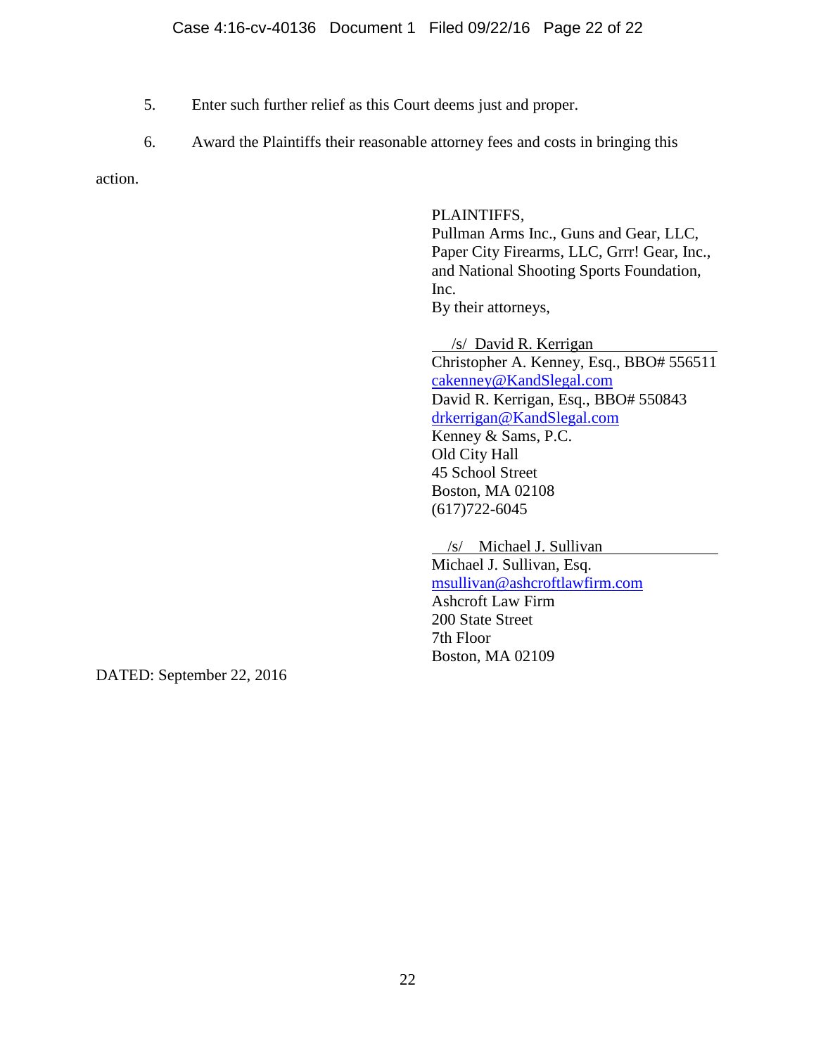5. Enter such further relief as this Court deems just and proper.

6. Award the Plaintiffs their reasonable attorney fees and costs in bringing this action.

PLAINTIFFS,
Pullman Arms Inc., Guns and Gear, LLC,
Paper City Firearms, LLC, Grrr! Gear, Inc.,
and National Shooting Sports Foundation,
Inc.
By their attorneys,

/s/ David R. Kerrigan
Christopher A. Kenney, Esq., BBO# 556511
cakenney@KandSlegal.com
David R. Kerrigan, Esq., BBO# 550843
drkerrigan@KandSlegal.com
Kenney & Sams, P.C.
Old City Hall
45 School Street
Boston, MA 02108
(617)722-6045

/s/ Michael J. Sullivan
Michael J. Sullivan, Esq.
msullivan@ashcroftlawfirm.com
Ashcroft Law Firm
200 State Street
7th Floor
Boston, MA 02109

DATED: September 22, 2016